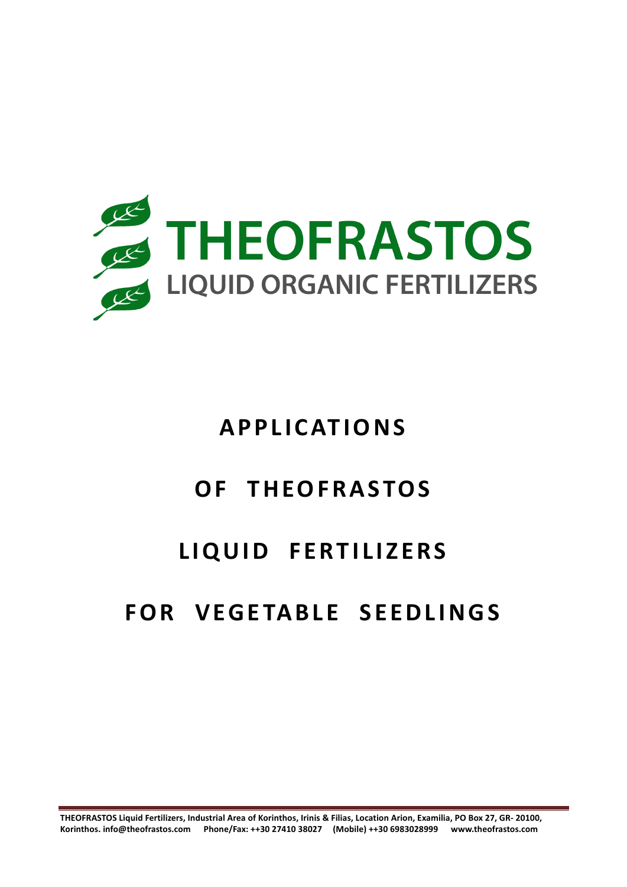# THEOFRASTOS

LIQUID ORGANIC FERTILIZERS

# APPLICATIONS OF THEOFRASTOS LIQUID FERTILIZERS FOR VEGETABLE SEEDLINGS

THEOFRASTOS Liquid Fertilizers, Industrial Area of Korinthos, Irinis & Filias, Location Arion, Examilia, PO Box 27, GR- 20100, Korinthos. info@theofrastos.com Phone/Fax: ++30 27410 38027 (Mobile) ++30 6983028999 www.theofrastos.com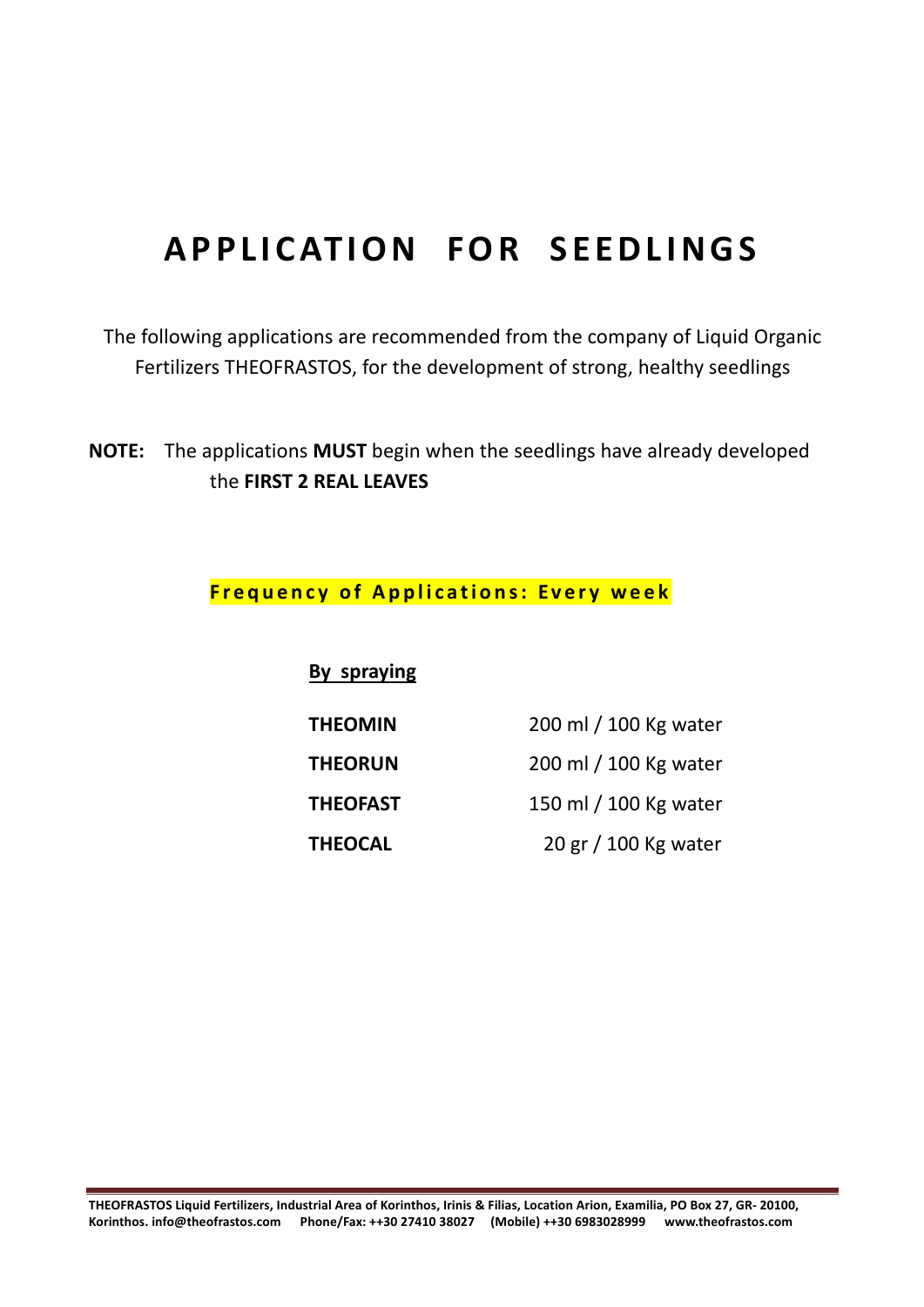# APPLICATION FOR SEEDLINGS

The following applications are recommended from the company of Liquid Organic Fertilizers THEOFRASTOS, for the development of strong, healthy seedlings

**NOTE:** The applications **MUST** begin when the seedlings have already developed the **FIRST 2 REAL LEAVES**

**Frequency of Applications: Every week**

**By spraying**

| | |
|---|---|
| **THEOMIN** | 200 ml / 100 Kg water |
| **THEORUN** | 200 ml / 100 Kg water |
| **THEOFAST** | 150 ml / 100 Kg water |
| **THEOCAL** | 20 gr / 100 Kg water |

**THEOFRASTOS Liquid Fertilizers, Industrial Area of Korinthos, Irinis & Filias, Location Arion, Examilia, PO Box 27, GR- 20100, Korinthos. info@theofrastos.com Phone/Fax: ++30 27410 38027 (Mobile) ++30 6983028999 www.theofrastos.com**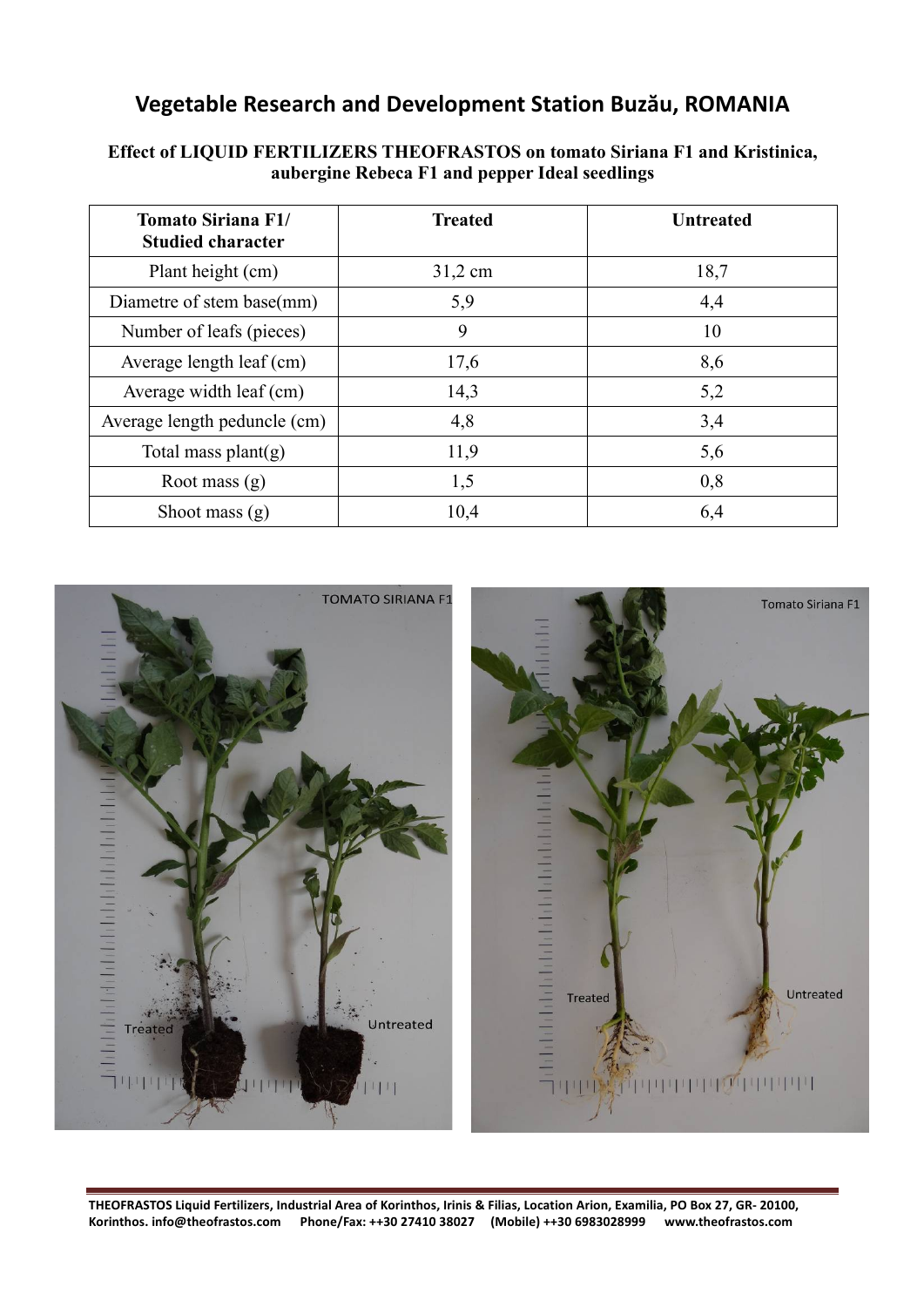# Vegetable Research and Development Station Buzău, ROMANIA

**Effect of LIQUID FERTILIZERS THEOFRASTOS on tomato Siriana F1 and Kristinica, aubergine Rebeca F1 and pepper Ideal seedlings**

| Tomato Siriana F1/ Studied character | Treated | Untreated |
|---|---|---|
| Plant height (cm) | 31,2 cm | 18,7 |
| Diametre of stem base(mm) | 5,9 | 4,4 |
| Number of leafs (pieces) | 9 | 10 |
| Average length leaf (cm) | 17,6 | 8,6 |
| Average width leaf (cm) | 14,3 | 5,2 |
| Average length peduncle (cm) | 4,8 | 3,4 |
| Total mass plant(g) | 11,9 | 5,6 |
| Root mass (g) | 1,5 | 0,8 |
| Shoot mass (g) | 10,4 | 6,4 |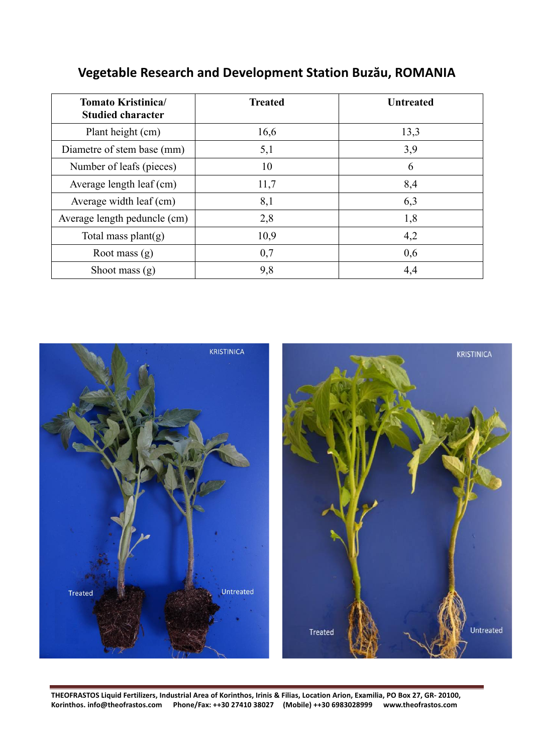# Vegetable Research and Development Station Buzău, ROMANIA

| Tomato Kristinica/ Studied character | Treated | Untreated |
|---|---|---|
| Plant height (cm) | 16,6 | 13,3 |
| Diametre of stem base (mm) | 5,1 | 3,9 |
| Number of leafs (pieces) | 10 | 6 |
| Average length leaf (cm) | 11,7 | 8,4 |
| Average width leaf (cm) | 8,1 | 6,3 |
| Average length peduncle (cm) | 2,8 | 1,8 |
| Total mass plant(g) | 10,9 | 4,2 |
| Root mass (g) | 0,7 | 0,6 |
| Shoot mass (g) | 9,8 | 4,4 |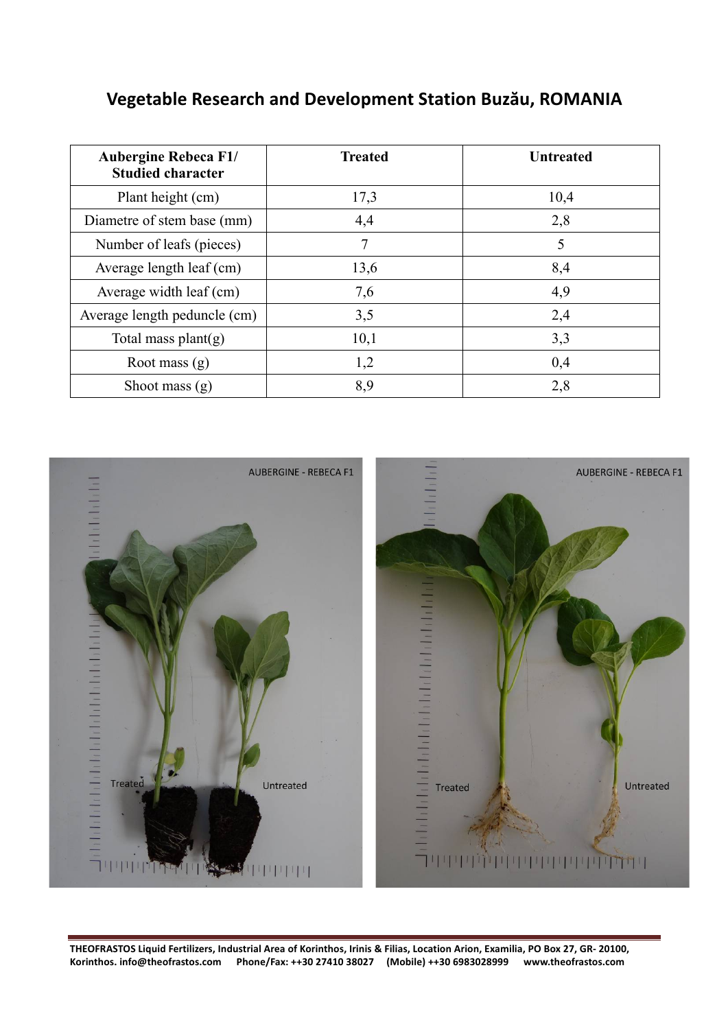## Vegetable Research and Development Station Buzău, ROMANIA

| Aubergine Rebeca F1/ Studied character | Treated | Untreated |
|---|---|---|
| Plant height (cm) | 17,3 | 10,4 |
| Diametre of stem base (mm) | 4,4 | 2,8 |
| Number of leafs (pieces) | 7 | 5 |
| Average length leaf (cm) | 13,6 | 8,4 |
| Average width leaf (cm) | 7,6 | 4,9 |
| Average length peduncle (cm) | 3,5 | 2,4 |
| Total mass plant(g) | 10,1 | 3,3 |
| Root mass (g) | 1,2 | 0,4 |
| Shoot mass (g) | 8,9 | 2,8 |

THEOFRASTOS Liquid Fertilizers, Industrial Area of Korinthos, Irinis & Filias, Location Arion, Examilia, PO Box 27, GR- 20100, Korinthos. info@theofrastos.com Phone/Fax: ++30 27410 38027 (Mobile) ++30 6983028999 www.theofrastos.com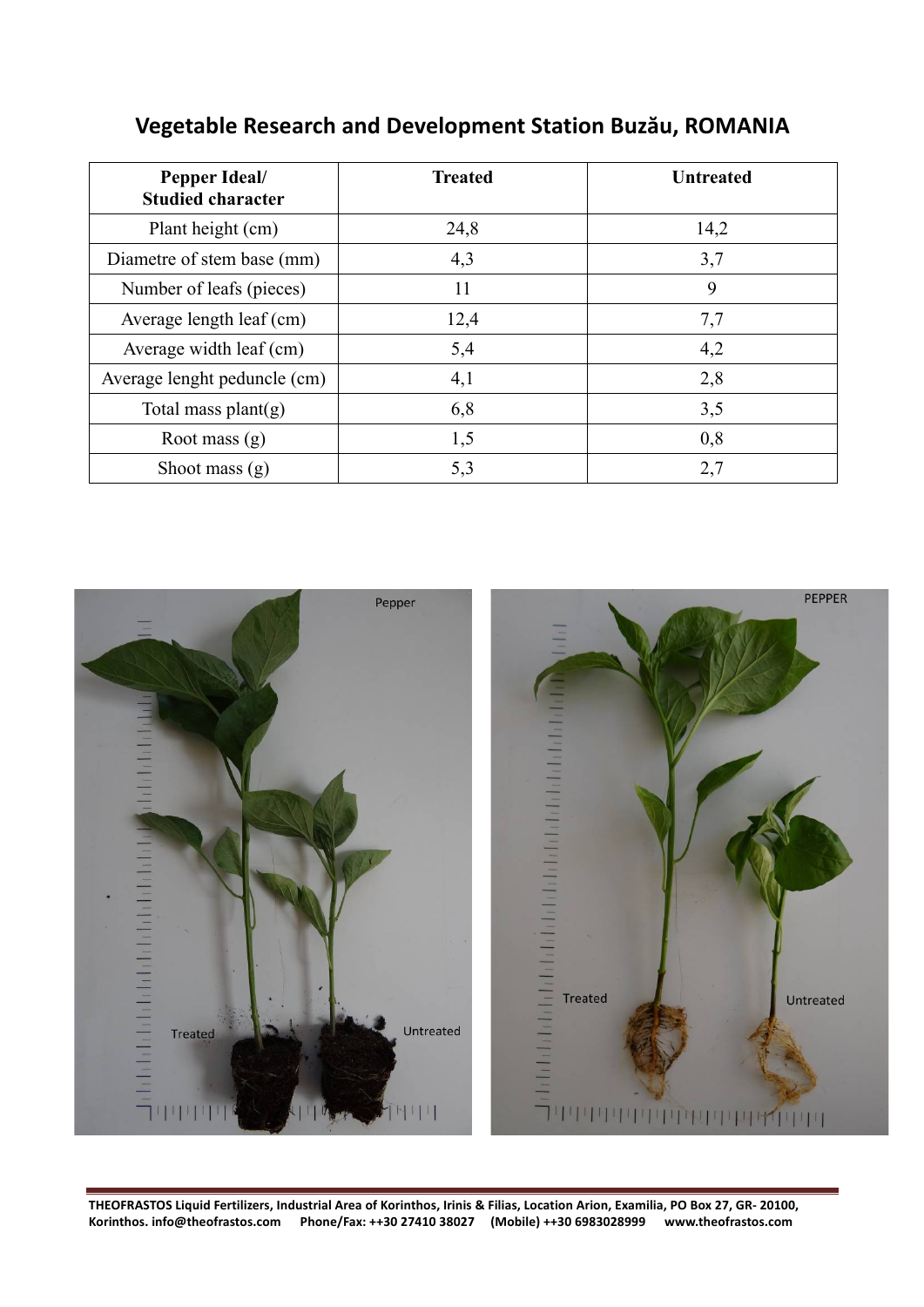## Vegetable Research and Development Station Buzău, ROMANIA

| Pepper Ideal/ Studied character | Treated | Untreated |
|---|---|---|
| Plant height (cm) | 24,8 | 14,2 |
| Diametre of stem base (mm) | 4,3 | 3,7 |
| Number of leafs (pieces) | 11 | 9 |
| Average length leaf (cm) | 12,4 | 7,7 |
| Average width leaf (cm) | 5,4 | 4,2 |
| Average lenght peduncle (cm) | 4,1 | 2,8 |
| Total mass plant(g) | 6,8 | 3,5 |
| Root mass (g) | 1,5 | 0,8 |
| Shoot mass (g) | 5,3 | 2,7 |

**THEOFRASTOS Liquid Fertilizers, Industrial Area of Korinthos, Irinis & Filias, Location Arion, Examilia, PO Box 27, GR- 20100, Korinthos. info@theofrastos.com Phone/Fax: ++30 27410 38027 (Mobile) ++30 6983028999 www.theofrastos.com**